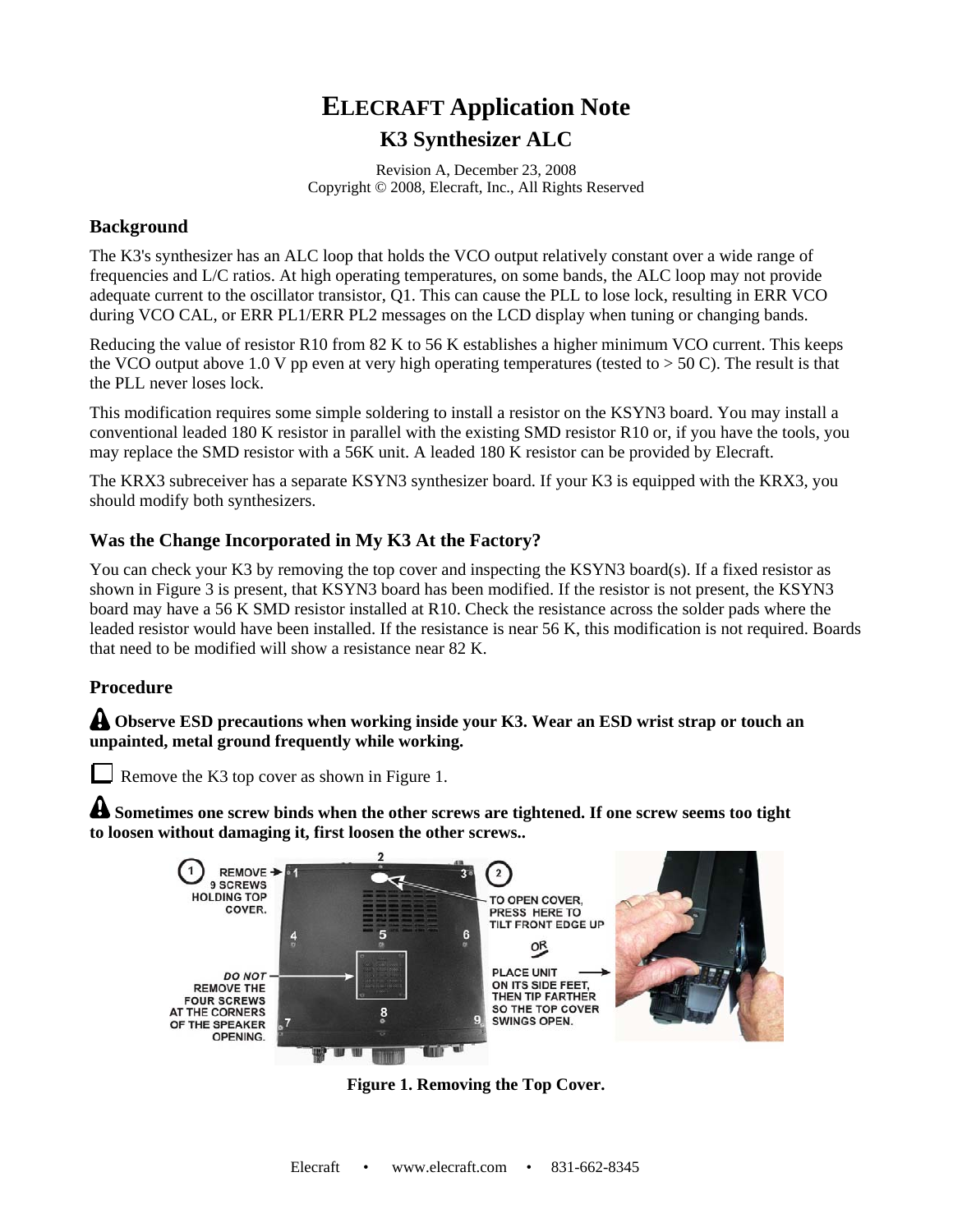# ELECRAFT Application Note

## K3 Synthesizer ALC

Revision A, December 23, 2008
Copyright © 2008, Elecraft, Inc., All Rights Reserved

### Background

The K3's synthesizer has an ALC loop that holds the VCO output relatively constant over a wide range of frequencies and L/C ratios. At high operating temperatures, on some bands, the ALC loop may not provide adequate current to the oscillator transistor, Q1. This can cause the PLL to lose lock, resulting in ERR VCO during VCO CAL, or ERR PL1/ERR PL2 messages on the LCD display when tuning or changing bands.

Reducing the value of resistor R10 from 82 K to 56 K establishes a higher minimum VCO current. This keeps the VCO output above 1.0 V pp even at very high operating temperatures (tested to > 50 C). The result is that the PLL never loses lock.

This modification requires some simple soldering to install a resistor on the KSYN3 board. You may install a conventional leaded 180 K resistor in parallel with the existing SMD resistor R10 or, if you have the tools, you may replace the SMD resistor with a 56K unit. A leaded 180 K resistor can be provided by Elecraft.

The KRX3 subreceiver has a separate KSYN3 synthesizer board. If your K3 is equipped with the KRX3, you should modify both synthesizers.

### Was the Change Incorporated in My K3 At the Factory?

You can check your K3 by removing the top cover and inspecting the KSYN3 board(s). If a fixed resistor as shown in Figure 3 is present, that KSYN3 board has been modified. If the resistor is not present, the KSYN3 board may have a 56 K SMD resistor installed at R10. Check the resistance across the solder pads where the leaded resistor would have been installed. If the resistance is near 56 K, this modification is not required. Boards that need to be modified will show a resistance near 82 K.

### Procedure

**Observe ESD precautions when working inside your K3. Wear an ESD wrist strap or touch an unpainted, metal ground frequently while working.**

☐ Remove the K3 top cover as shown in Figure 1.

**Sometimes one screw binds when the other screws are tightened. If one screw seems too tight to loosen without damaging it, first loosen the other screws..**

1. REMOVE 9 SCREWS HOLDING TOP COVER.

DO NOT REMOVE THE FOUR SCREWS AT THE CORNERS OF THE SPEAKER OPENING.

2. TO OPEN COVER, PRESS HERE TO TILT FRONT EDGE UP

OR

PLACE UNIT ON ITS SIDE FEET, THEN TIP FARTHER SO THE TOP COVER SWINGS OPEN.

**Figure 1. Removing the Top Cover.**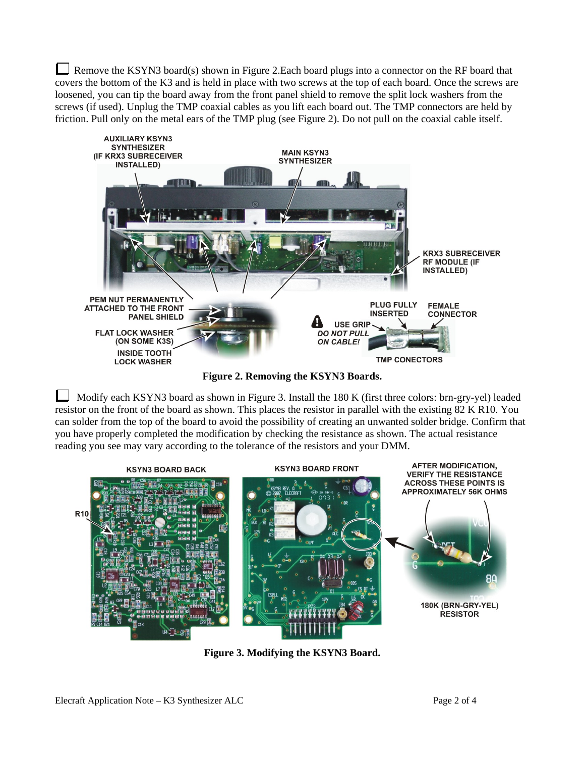☐ Remove the KSYN3 board(s) shown in Figure 2.Each board plugs into a connector on the RF board that covers the bottom of the K3 and is held in place with two screws at the top of each board. Once the screws are loosened, you can tip the board away from the front panel shield to remove the split lock washers from the screws (if used). Unplug the TMP coaxial cables as you lift each board out. The TMP connectors are held by friction. Pull only on the metal ears of the TMP plug (see Figure 2). Do not pull on the coaxial cable itself.

**Figure 2. Removing the KSYN3 Boards.**

☐ Modify each KSYN3 board as shown in Figure 3. Install the 180 K (first three colors: brn-gry-yel) leaded resistor on the front of the board as shown. This places the resistor in parallel with the existing 82 K R10. You can solder from the top of the board to avoid the possibility of creating an unwanted solder bridge. Confirm that you have properly completed the modification by checking the resistance as shown. The actual resistance reading you see may vary according to the tolerance of the resistors and your DMM.

**Figure 3. Modifying the KSYN3 Board.**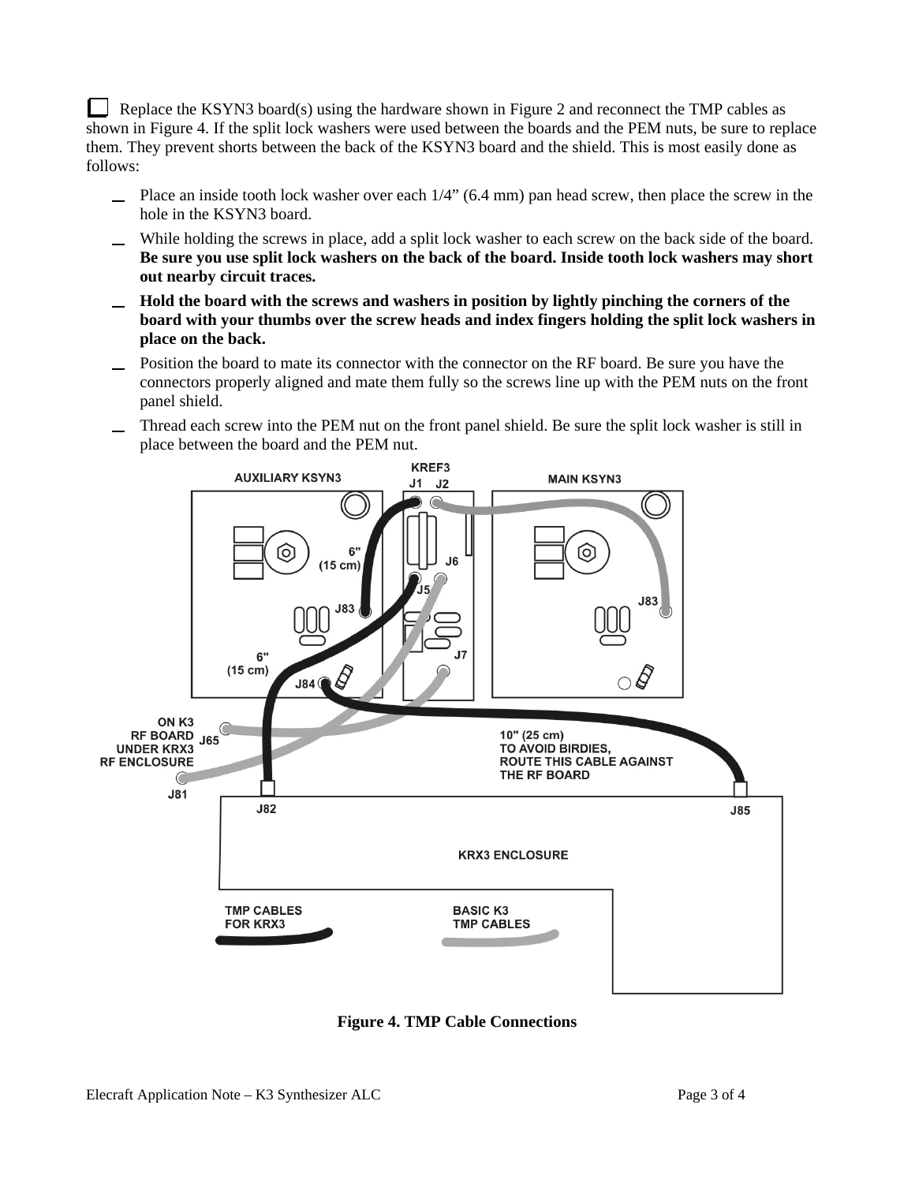☐ Replace the KSYN3 board(s) using the hardware shown in Figure 2 and reconnect the TMP cables as shown in Figure 4. If the split lock washers were used between the boards and the PEM nuts, be sure to replace them. They prevent shorts between the back of the KSYN3 board and the shield. This is most easily done as follows:

- _ Place an inside tooth lock washer over each 1/4" (6.4 mm) pan head screw, then place the screw in the hole in the KSYN3 board.
- _ While holding the screws in place, add a split lock washer to each screw on the back side of the board. **Be sure you use split lock washers on the back of the board. Inside tooth lock washers may short out nearby circuit traces.**
- _ **Hold the board with the screws and washers in position by lightly pinching the corners of the board with your thumbs over the screw heads and index fingers holding the split lock washers in place on the back.**
- _ Position the board to mate its connector with the connector on the RF board. Be sure you have the connectors properly aligned and mate them fully so the screws line up with the PEM nuts on the front panel shield.
- _ Thread each screw into the PEM nut on the front panel shield. Be sure the split lock washer is still in place between the board and the PEM nut.

**Figure 4. TMP Cable Connections**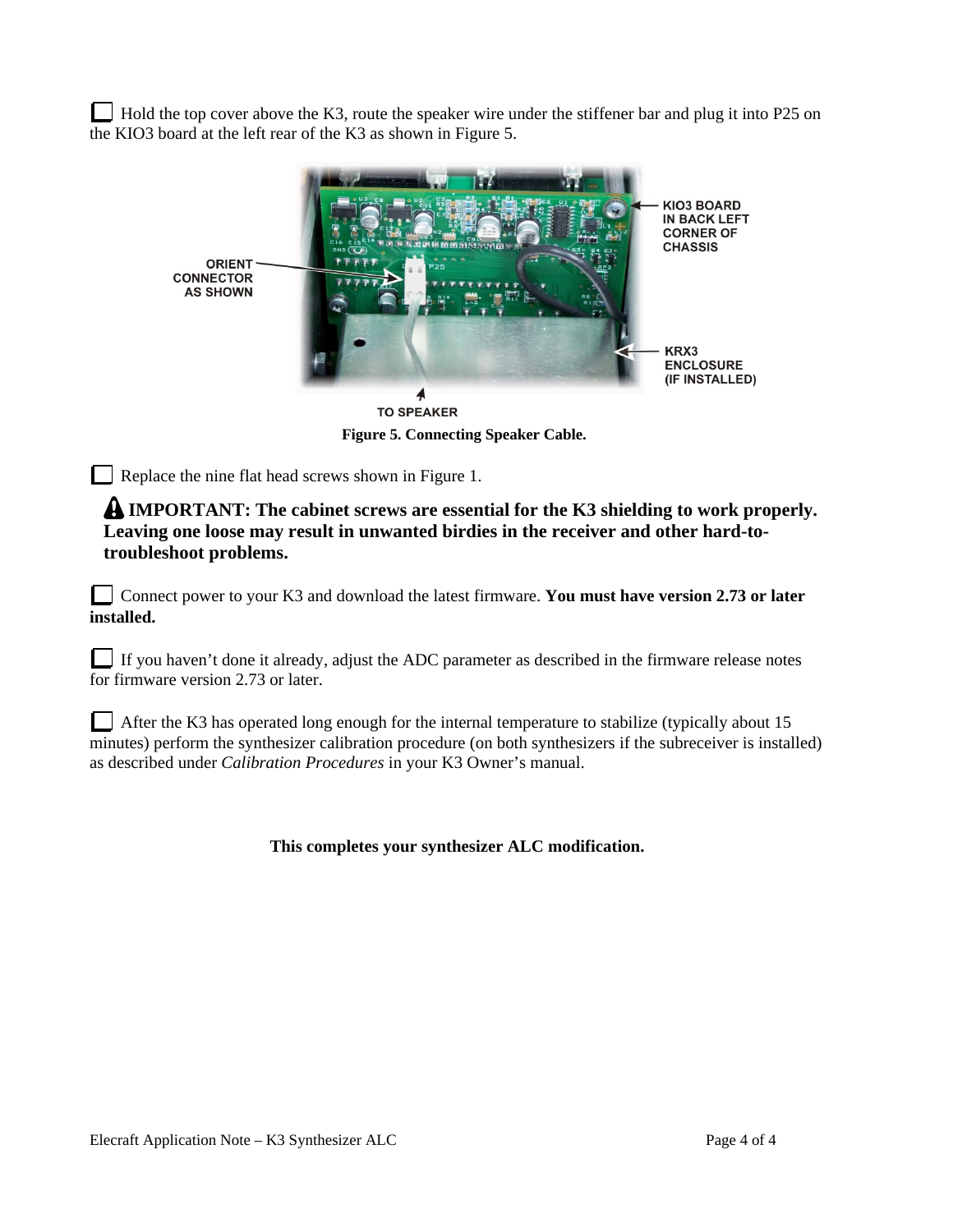☐ Hold the top cover above the K3, route the speaker wire under the stiffener bar and plug it into P25 on the KIO3 board at the left rear of the K3 as shown in Figure 5.

ORIENT CONNECTOR AS SHOWN

KIO3 BOARD IN BACK LEFT CORNER OF CHASSIS

KRX3 ENCLOSURE (IF INSTALLED)

TO SPEAKER

**Figure 5. Connecting Speaker Cable.**

☐ Replace the nine flat head screws shown in Figure 1.

**IMPORTANT: The cabinet screws are essential for the K3 shielding to work properly. Leaving one loose may result in unwanted birdies in the receiver and other hard-to-troubleshoot problems.**

☐ Connect power to your K3 and download the latest firmware. **You must have version 2.73 or later installed.**

☐ If you haven't done it already, adjust the ADC parameter as described in the firmware release notes for firmware version 2.73 or later.

☐ After the K3 has operated long enough for the internal temperature to stabilize (typically about 15 minutes) perform the synthesizer calibration procedure (on both synthesizers if the subreceiver is installed) as described under *Calibration Procedures* in your K3 Owner's manual.

**This completes your synthesizer ALC modification.**